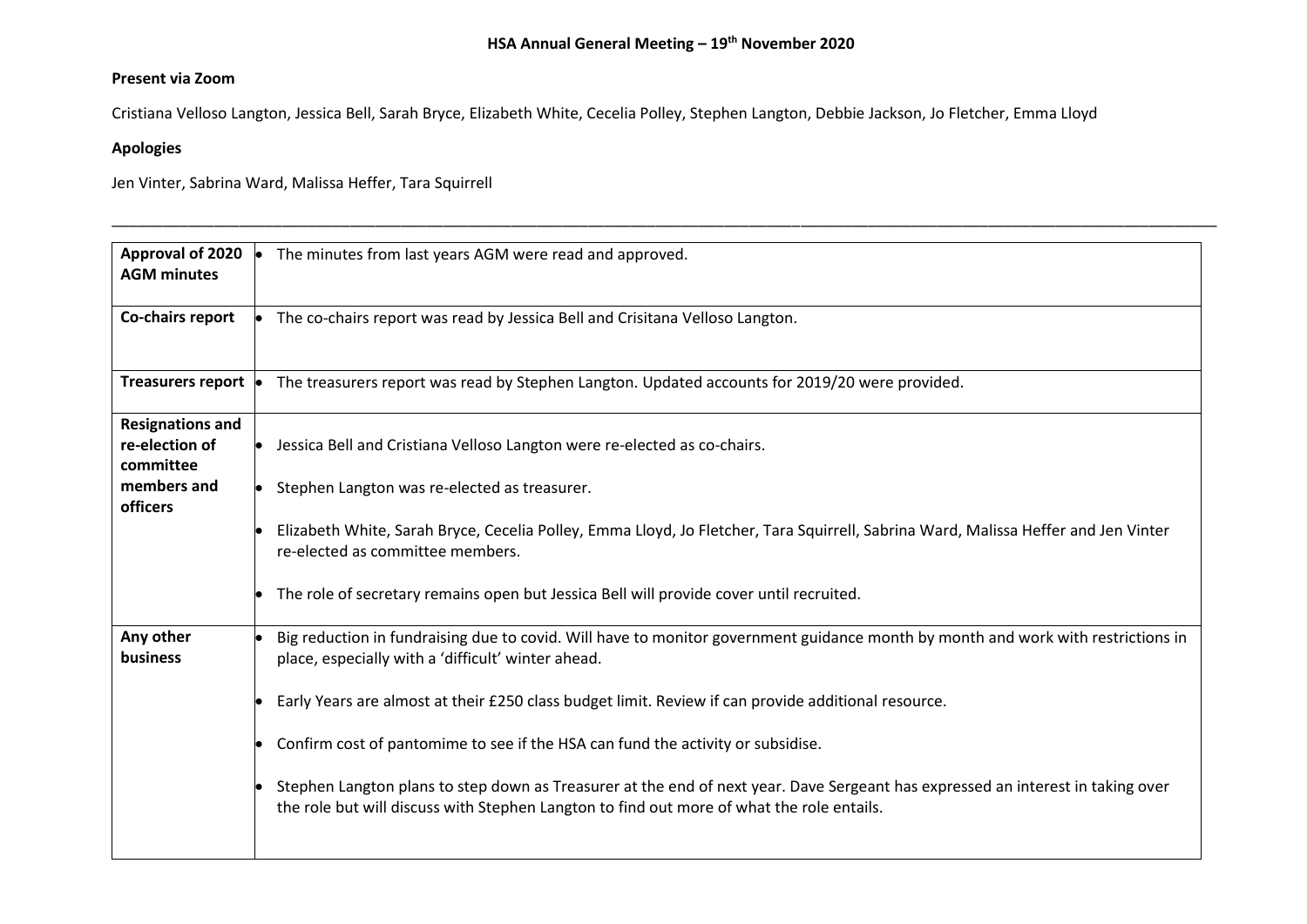# HSA Annual General Meeting – 19th November 2020

**Present via Zoom**

Cristiana Velloso Langton, Jessica Bell, Sarah Bryce, Elizabeth White, Cecelia Polley, Stephen Langton, Debbie Jackson, Jo Fletcher, Emma Lloyd

**Apologies**

Jen Vinter, Sabrina Ward, Malissa Heffer, Tara Squirrell

---

| | |
|---|---|
| **Approval of 2020 AGM minutes** | • The minutes from last years AGM were read and approved. |
| **Co-chairs report** | • The co-chairs report was read by Jessica Bell and Crisitana Velloso Langton. |
| **Treasurers report** | • The treasurers report was read by Stephen Langton. Updated accounts for 2019/20 were provided. |
| **Resignations and re-election of committee members and officers** | • Jessica Bell and Cristiana Velloso Langton were re-elected as co-chairs.<br>• Stephen Langton was re-elected as treasurer.<br>• Elizabeth White, Sarah Bryce, Cecelia Polley, Emma Lloyd, Jo Fletcher, Tara Squirrell, Sabrina Ward, Malissa Heffer and Jen Vinter re-elected as committee members.<br>• The role of secretary remains open but Jessica Bell will provide cover until recruited. |
| **Any other business** | • Big reduction in fundraising due to covid. Will have to monitor government guidance month by month and work with restrictions in place, especially with a 'difficult' winter ahead.<br>• Early Years are almost at their £250 class budget limit. Review if can provide additional resource.<br>• Confirm cost of pantomime to see if the HSA can fund the activity or subsidise.<br>• Stephen Langton plans to step down as Treasurer at the end of next year. Dave Sergeant has expressed an interest in taking over the role but will discuss with Stephen Langton to find out more of what the role entails. |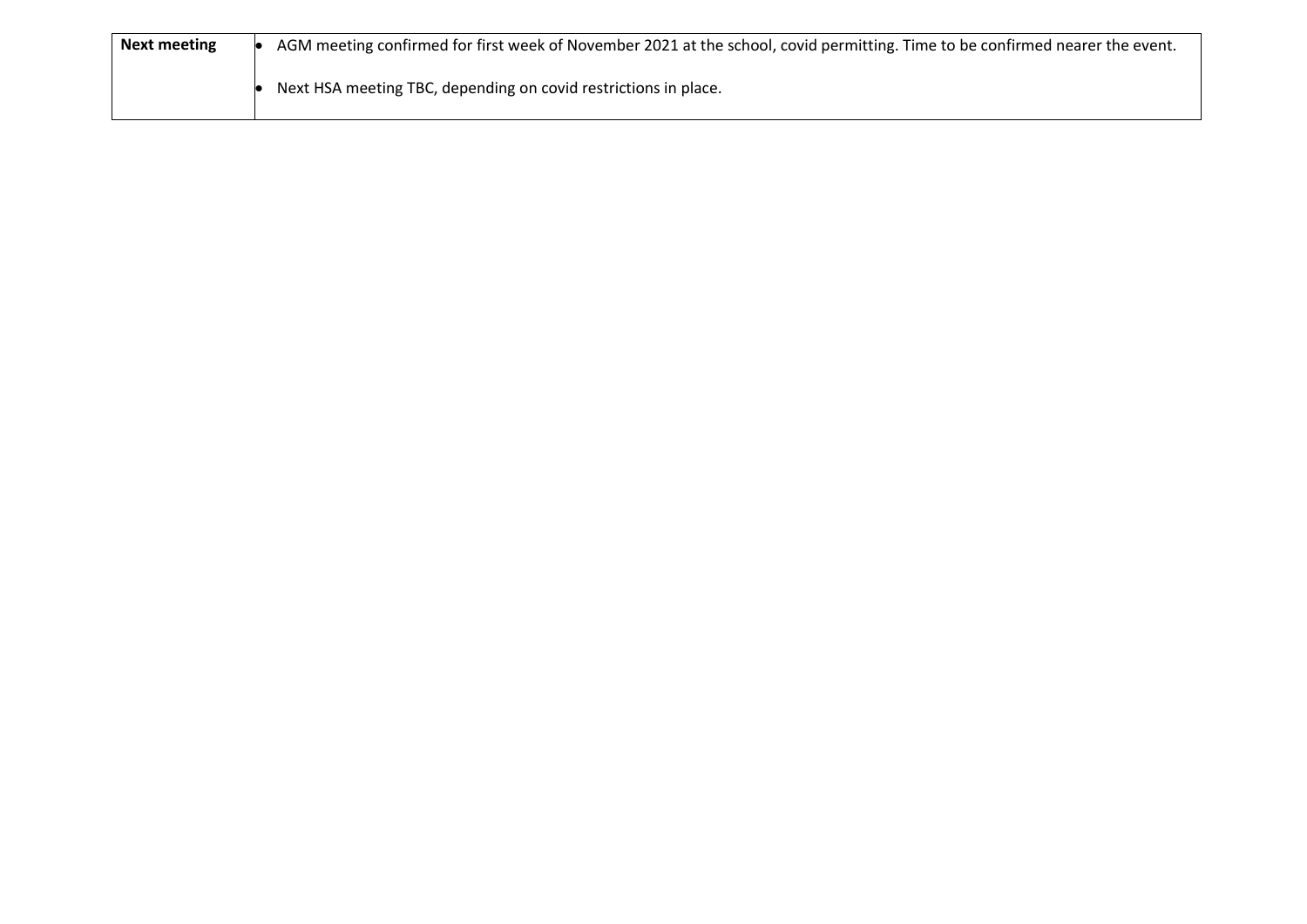| | |
|---|---|
| **Next meeting** | • AGM meeting confirmed for first week of November 2021 at the school, covid permitting. Time to be confirmed nearer the event.<br><br>• Next HSA meeting TBC, depending on covid restrictions in place. |